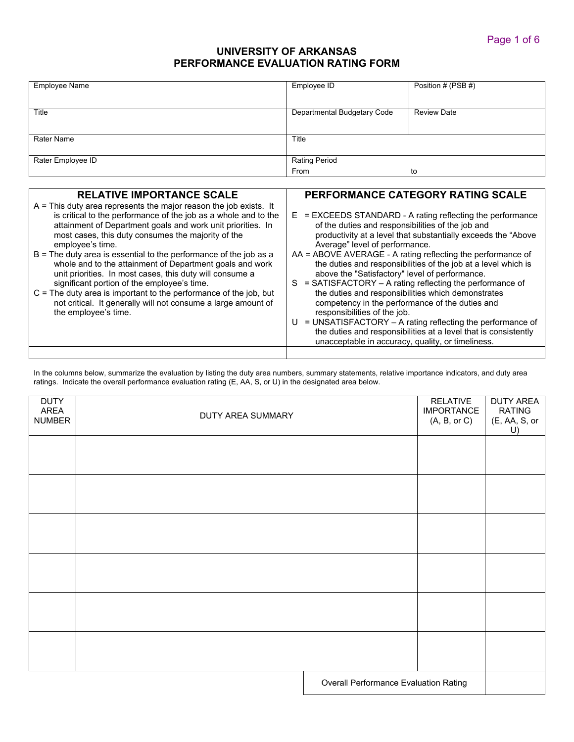# UNIVERSITY OF ARKANSAS
## PERFORMANCE EVALUATION RATING FORM

| Employee Name | Employee ID | Position # (PSB #) |
|---|---|---|
| Title | Departmental Budgetary Code | Review Date |
| Rater Name | Title | |
| Rater Employee ID | Rating Period<br>From to | |

| RELATIVE IMPORTANCE SCALE | PERFORMANCE CATEGORY RATING SCALE |
|---|---|
| A = This duty area represents the major reason the job exists. It is critical to the performance of the job as a whole and to the attainment of Department goals and work unit priorities. In most cases, this duty consumes the majority of the employee's time.<br>B = The duty area is essential to the performance of the job as a whole and to the attainment of Department goals and work unit priorities. In most cases, this duty will consume a significant portion of the employee's time.<br>C = The duty area is important to the performance of the job, but not critical. It generally will not consume a large amount of the employee's time. | E = EXCEEDS STANDARD - A rating reflecting the performance of the duties and responsibilities of the job and productivity at a level that substantially exceeds the "Above Average" level of performance.<br>AA = ABOVE AVERAGE - A rating reflecting the performance of the duties and responsibilities of the job at a level which is above the "Satisfactory" level of performance.<br>S = SATISFACTORY – A rating reflecting the performance of the duties and responsibilities which demonstrates competency in the performance of the duties and responsibilities of the job.<br>U = UNSATISFACTORY – A rating reflecting the performance of the duties and responsibilities at a level that is consistently unacceptable in accuracy, quality, or timeliness. |
| | |

In the columns below, summarize the evaluation by listing the duty area numbers, summary statements, relative importance indicators, and duty area ratings. Indicate the overall performance evaluation rating (E, AA, S, or U) in the designated area below.

| DUTY AREA NUMBER | DUTY AREA SUMMARY | RELATIVE IMPORTANCE (A, B, or C) | DUTY AREA RATING (E, AA, S, or U) |
|---|---|---|---|
| | | | |
| | | | |
| | | | |
| | | | |
| | | | |
| | | | |
| | Overall Performance Evaluation Rating | | |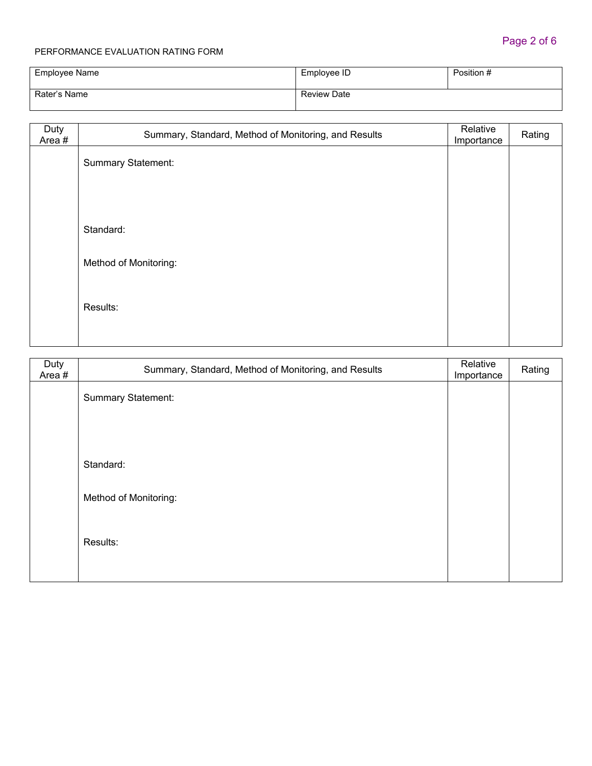PERFORMANCE EVALUATION RATING FORM

| Employee Name | Employee ID | Position # |
| --- | --- | --- |
| Rater's Name | Review Date | |

| Duty Area # | Summary, Standard, Method of Monitoring, and Results | Relative Importance | Rating |
| --- | --- | --- | --- |
| | Summary Statement:<br><br>Standard:<br><br>Method of Monitoring:<br><br>Results: | | |

| Duty Area # | Summary, Standard, Method of Monitoring, and Results | Relative Importance | Rating |
| --- | --- | --- | --- |
| | Summary Statement:<br><br>Standard:<br><br>Method of Monitoring:<br><br>Results: | | |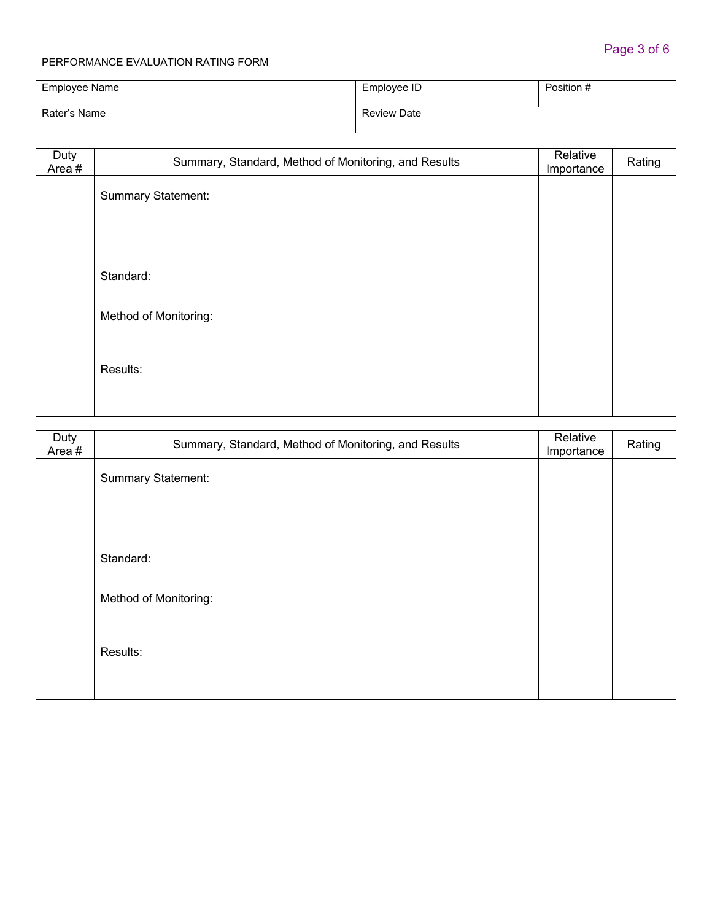PERFORMANCE EVALUATION RATING FORM

| Employee Name | Employee ID | Position # |
| --- | --- | --- |
| Rater's Name | Review Date | |

| Duty Area # | Summary, Standard, Method of Monitoring, and Results | Relative Importance | Rating |
| --- | --- | --- | --- |
| | Summary Statement:<br><br>Standard:<br><br>Method of Monitoring:<br><br>Results: | | |

| Duty Area # | Summary, Standard, Method of Monitoring, and Results | Relative Importance | Rating |
| --- | --- | --- | --- |
| | Summary Statement:<br><br>Standard:<br><br>Method of Monitoring:<br><br>Results: | | |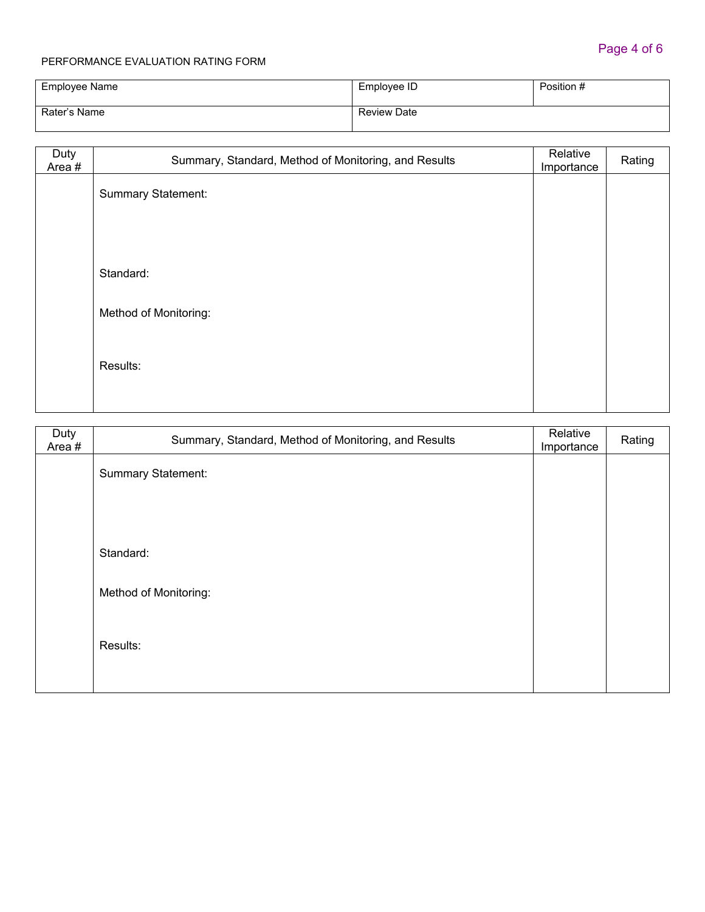PERFORMANCE EVALUATION RATING FORM

| Employee Name | Employee ID | Position # |
| --- | --- | --- |
| Rater's Name | Review Date | |

| Duty Area # | Summary, Standard, Method of Monitoring, and Results | Relative Importance | Rating |
| --- | --- | --- | --- |
| | Summary Statement:<br><br>Standard:<br><br>Method of Monitoring:<br><br>Results: | | |

| Duty Area # | Summary, Standard, Method of Monitoring, and Results | Relative Importance | Rating |
| --- | --- | --- | --- |
| | Summary Statement:<br><br>Standard:<br><br>Method of Monitoring:<br><br>Results: | | |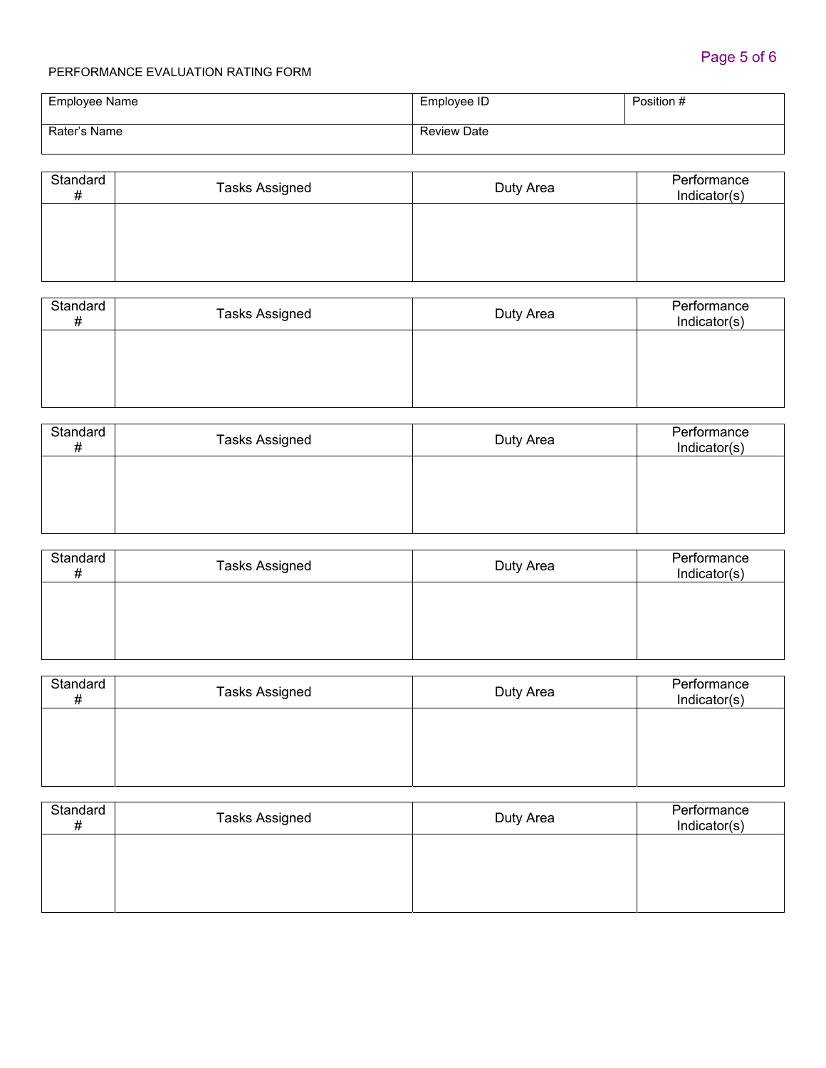PERFORMANCE EVALUATION RATING FORM

| Employee Name | Employee ID | Position # |
| --- | --- | --- |
| Rater's Name | Review Date | |

| Standard # | Tasks Assigned | Duty Area | Performance Indicator(s) |
| --- | --- | --- | --- |
| | | | |

| Standard # | Tasks Assigned | Duty Area | Performance Indicator(s) |
| --- | --- | --- | --- |
| | | | |

| Standard # | Tasks Assigned | Duty Area | Performance Indicator(s) |
| --- | --- | --- | --- |
| | | | |

| Standard # | Tasks Assigned | Duty Area | Performance Indicator(s) |
| --- | --- | --- | --- |
| | | | |

| Standard # | Tasks Assigned | Duty Area | Performance Indicator(s) |
| --- | --- | --- | --- |
| | | | |

| Standard # | Tasks Assigned | Duty Area | Performance Indicator(s) |
| --- | --- | --- | --- |
| | | | |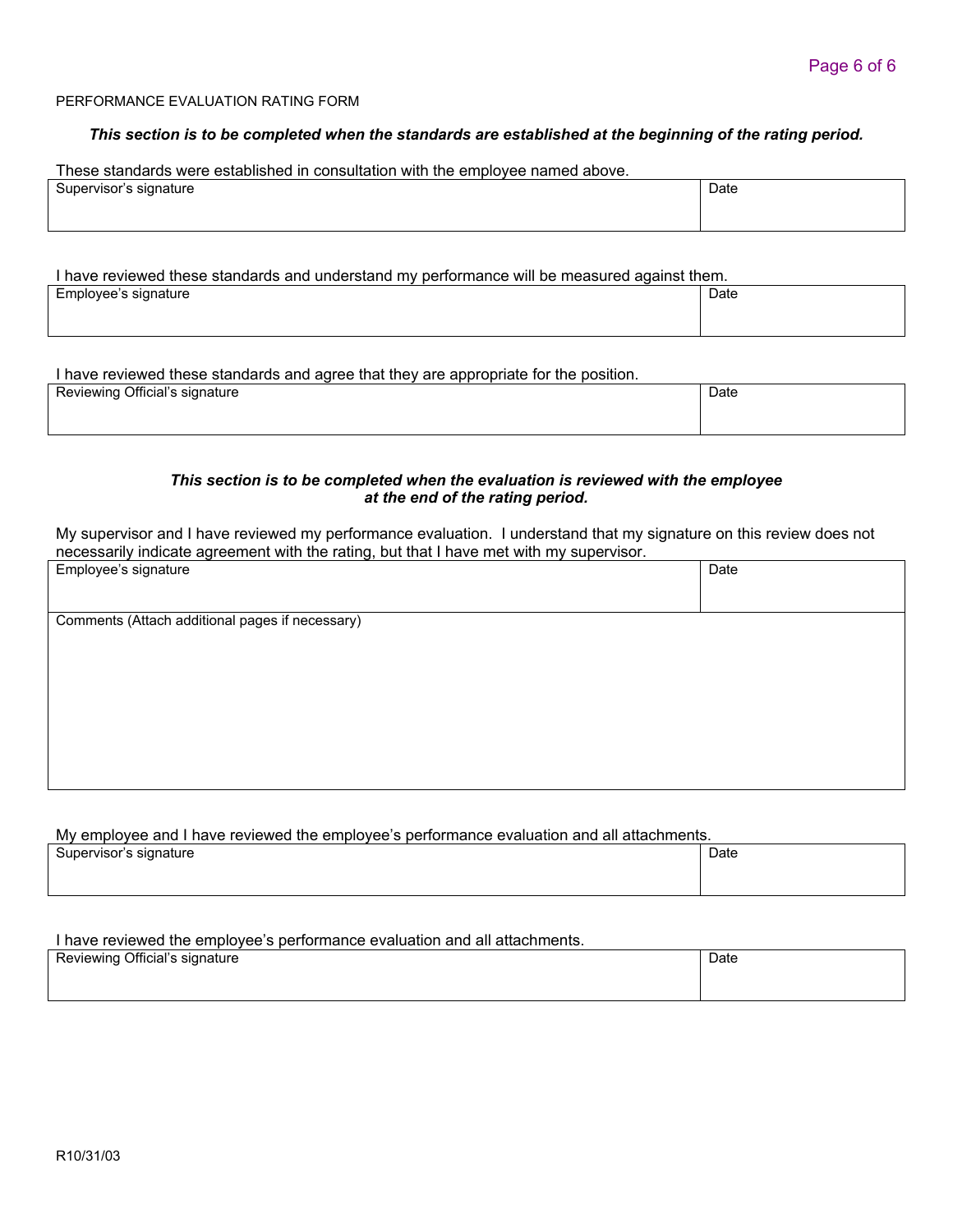PERFORMANCE EVALUATION RATING FORM

***This section is to be completed when the standards are established at the beginning of the rating period.***

These standards were established in consultation with the employee named above.

| Supervisor's signature | Date |
|---|---|
| | |

I have reviewed these standards and understand my performance will be measured against them.

| Employee's signature | Date |
|---|---|
| | |

I have reviewed these standards and agree that they are appropriate for the position.

| Reviewing Official's signature | Date |
|---|---|
| | |

***This section is to be completed when the evaluation is reviewed with the employee at the end of the rating period.***

My supervisor and I have reviewed my performance evaluation. I understand that my signature on this review does not necessarily indicate agreement with the rating, but that I have met with my supervisor.

| Employee's signature | Date |
|---|---|
| | |
| Comments (Attach additional pages if necessary) | |

My employee and I have reviewed the employee's performance evaluation and all attachments.

| Supervisor's signature | Date |
|---|---|
| | |

I have reviewed the employee's performance evaluation and all attachments.

| Reviewing Official's signature | Date |
|---|---|
| | |

R10/31/03